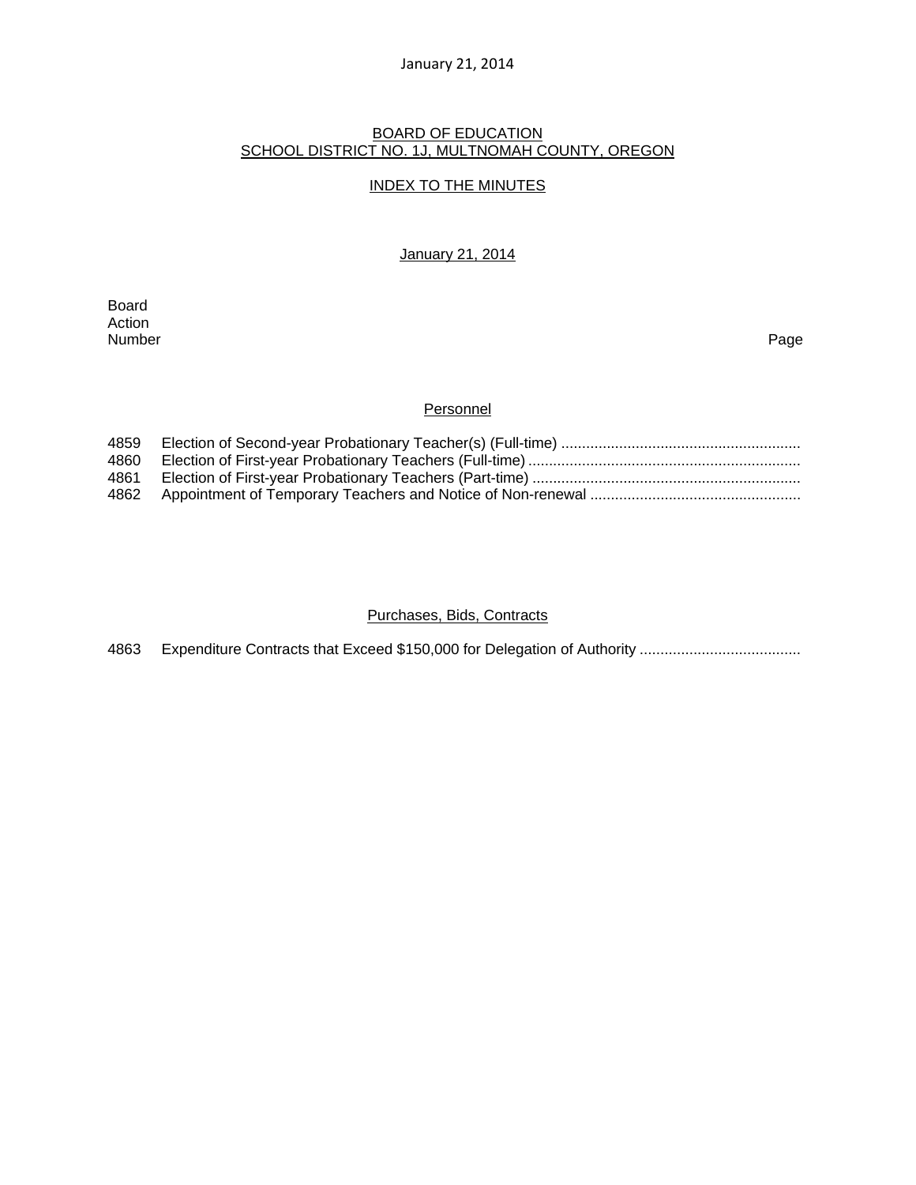January 21, 2014

## BOARD OF EDUCATION
## SCHOOL DISTRICT NO. 1J, MULTNOMAH COUNTY, OREGON

### INDEX TO THE MINUTES

January 21, 2014

| Board Action Number | | Page |
|---|---|---|

**Personnel**

| | | |
|---|---|---|
| 4859 | Election of Second-year Probationary Teacher(s) (Full-time) ......................................................... | |
| 4860 | Election of First-year Probationary Teachers (Full-time) ................................................................. | |
| 4861 | Election of First-year Probationary Teachers (Part-time) ................................................................ | |
| 4862 | Appointment of Temporary Teachers and Notice of Non-renewal .................................................. | |

**Purchases, Bids, Contracts**

| | | |
|---|---|---|
| 4863 | Expenditure Contracts that Exceed $150,000 for Delegation of Authority ...................................... | |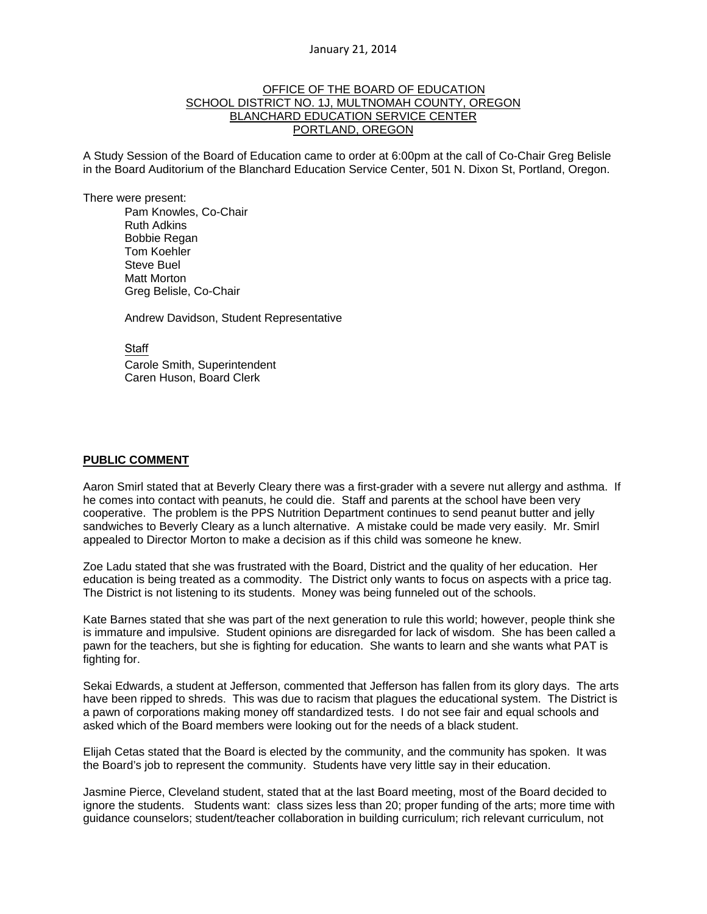January 21, 2014

OFFICE OF THE BOARD OF EDUCATION
SCHOOL DISTRICT NO. 1J, MULTNOMAH COUNTY, OREGON
BLANCHARD EDUCATION SERVICE CENTER
PORTLAND, OREGON

A Study Session of the Board of Education came to order at 6:00pm at the call of Co-Chair Greg Belisle in the Board Auditorium of the Blanchard Education Service Center, 501 N. Dixon St, Portland, Oregon.

There were present:

Pam Knowles, Co-Chair
Ruth Adkins
Bobbie Regan
Tom Koehler
Steve Buel
Matt Morton
Greg Belisle, Co-Chair

Andrew Davidson, Student Representative

Staff

Carole Smith, Superintendent
Caren Huson, Board Clerk

## PUBLIC COMMENT

Aaron Smirl stated that at Beverly Cleary there was a first-grader with a severe nut allergy and asthma. If he comes into contact with peanuts, he could die. Staff and parents at the school have been very cooperative. The problem is the PPS Nutrition Department continues to send peanut butter and jelly sandwiches to Beverly Cleary as a lunch alternative. A mistake could be made very easily. Mr. Smirl appealed to Director Morton to make a decision as if this child was someone he knew.

Zoe Ladu stated that she was frustrated with the Board, District and the quality of her education. Her education is being treated as a commodity. The District only wants to focus on aspects with a price tag. The District is not listening to its students. Money was being funneled out of the schools.

Kate Barnes stated that she was part of the next generation to rule this world; however, people think she is immature and impulsive. Student opinions are disregarded for lack of wisdom. She has been called a pawn for the teachers, but she is fighting for education. She wants to learn and she wants what PAT is fighting for.

Sekai Edwards, a student at Jefferson, commented that Jefferson has fallen from its glory days. The arts have been ripped to shreds. This was due to racism that plagues the educational system. The District is a pawn of corporations making money off standardized tests. I do not see fair and equal schools and asked which of the Board members were looking out for the needs of a black student.

Elijah Cetas stated that the Board is elected by the community, and the community has spoken. It was the Board's job to represent the community. Students have very little say in their education.

Jasmine Pierce, Cleveland student, stated that at the last Board meeting, most of the Board decided to ignore the students. Students want: class sizes less than 20; proper funding of the arts; more time with guidance counselors; student/teacher collaboration in building curriculum; rich relevant curriculum, not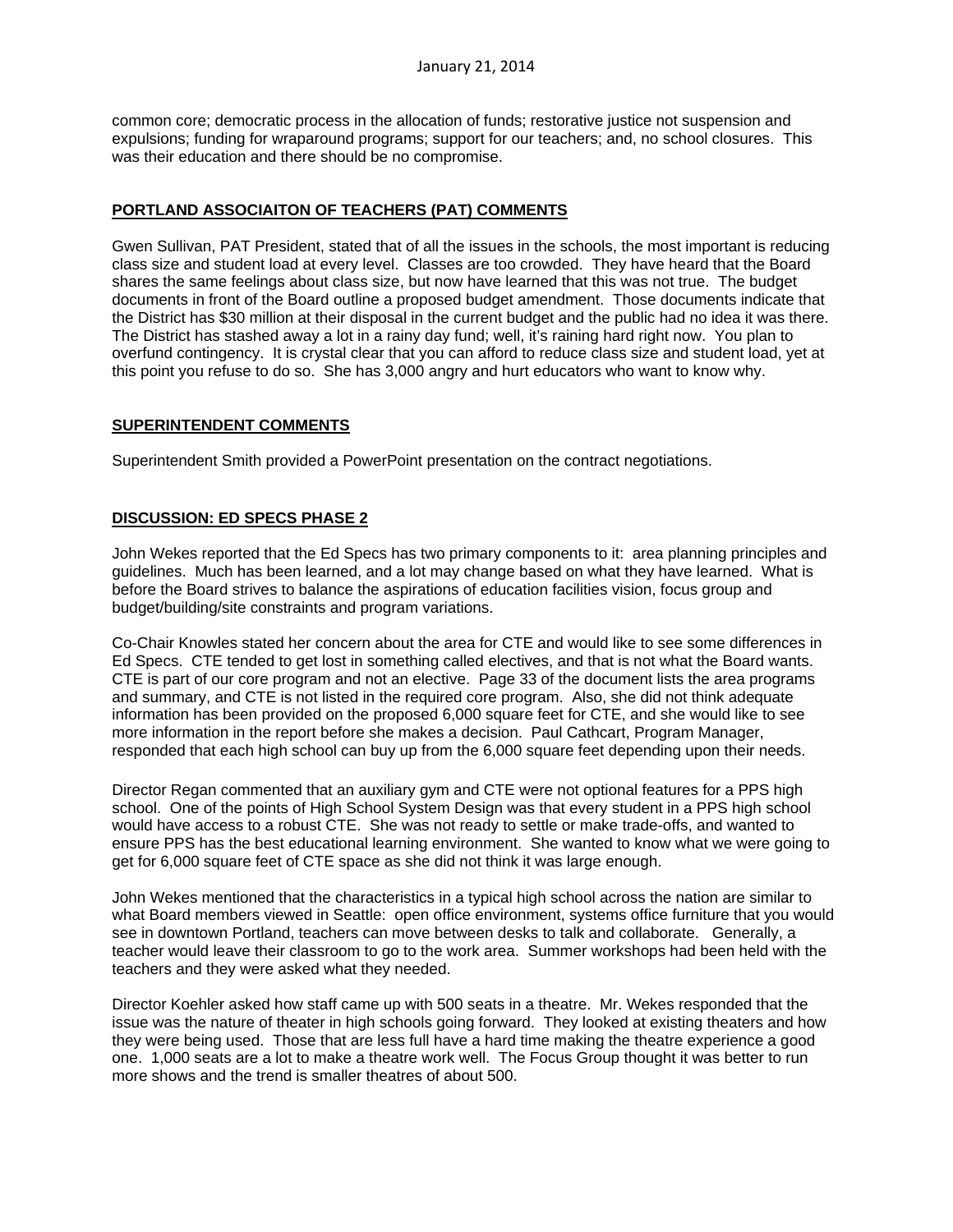common core; democratic process in the allocation of funds; restorative justice not suspension and expulsions; funding for wraparound programs; support for our teachers; and, no school closures. This was their education and there should be no compromise.

## PORTLAND ASSOCIAITON OF TEACHERS (PAT) COMMENTS

Gwen Sullivan, PAT President, stated that of all the issues in the schools, the most important is reducing class size and student load at every level. Classes are too crowded. They have heard that the Board shares the same feelings about class size, but now have learned that this was not true. The budget documents in front of the Board outline a proposed budget amendment. Those documents indicate that the District has $30 million at their disposal in the current budget and the public had no idea it was there. The District has stashed away a lot in a rainy day fund; well, it's raining hard right now. You plan to overfund contingency. It is crystal clear that you can afford to reduce class size and student load, yet at this point you refuse to do so. She has 3,000 angry and hurt educators who want to know why.

## SUPERINTENDENT COMMENTS

Superintendent Smith provided a PowerPoint presentation on the contract negotiations.

## DISCUSSION: ED SPECS PHASE 2

John Wekes reported that the Ed Specs has two primary components to it: area planning principles and guidelines. Much has been learned, and a lot may change based on what they have learned. What is before the Board strives to balance the aspirations of education facilities vision, focus group and budget/building/site constraints and program variations.

Co-Chair Knowles stated her concern about the area for CTE and would like to see some differences in Ed Specs. CTE tended to get lost in something called electives, and that is not what the Board wants. CTE is part of our core program and not an elective. Page 33 of the document lists the area programs and summary, and CTE is not listed in the required core program. Also, she did not think adequate information has been provided on the proposed 6,000 square feet for CTE, and she would like to see more information in the report before she makes a decision. Paul Cathcart, Program Manager, responded that each high school can buy up from the 6,000 square feet depending upon their needs.

Director Regan commented that an auxiliary gym and CTE were not optional features for a PPS high school. One of the points of High School System Design was that every student in a PPS high school would have access to a robust CTE. She was not ready to settle or make trade-offs, and wanted to ensure PPS has the best educational learning environment. She wanted to know what we were going to get for 6,000 square feet of CTE space as she did not think it was large enough.

John Wekes mentioned that the characteristics in a typical high school across the nation are similar to what Board members viewed in Seattle: open office environment, systems office furniture that you would see in downtown Portland, teachers can move between desks to talk and collaborate. Generally, a teacher would leave their classroom to go to the work area. Summer workshops had been held with the teachers and they were asked what they needed.

Director Koehler asked how staff came up with 500 seats in a theatre. Mr. Wekes responded that the issue was the nature of theater in high schools going forward. They looked at existing theaters and how they were being used. Those that are less full have a hard time making the theatre experience a good one. 1,000 seats are a lot to make a theatre work well. The Focus Group thought it was better to run more shows and the trend is smaller theatres of about 500.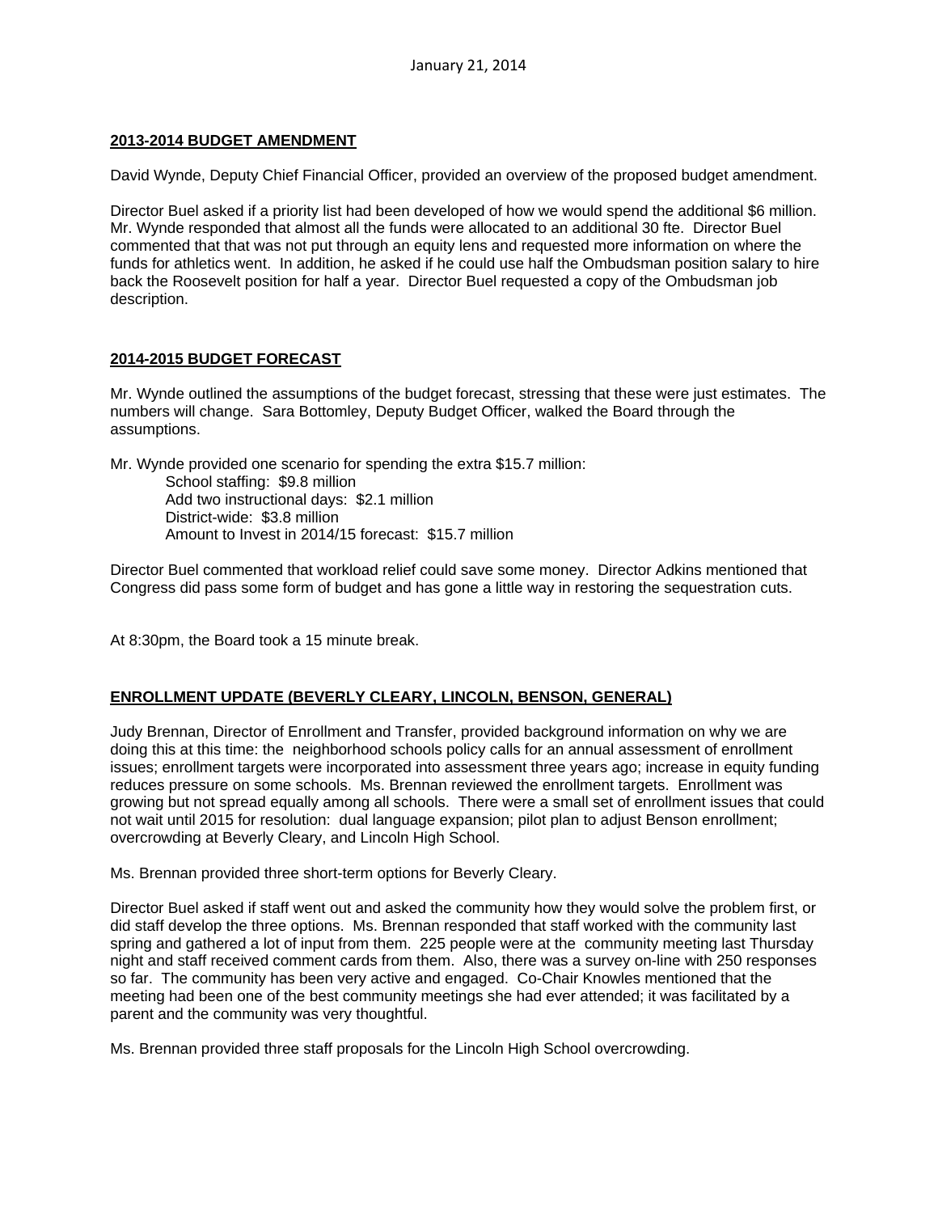January 21, 2014

## 2013-2014 BUDGET AMENDMENT

David Wynde, Deputy Chief Financial Officer, provided an overview of the proposed budget amendment.

Director Buel asked if a priority list had been developed of how we would spend the additional $6 million. Mr. Wynde responded that almost all the funds were allocated to an additional 30 fte. Director Buel commented that that was not put through an equity lens and requested more information on where the funds for athletics went. In addition, he asked if he could use half the Ombudsman position salary to hire back the Roosevelt position for half a year. Director Buel requested a copy of the Ombudsman job description.

## 2014-2015 BUDGET FORECAST

Mr. Wynde outlined the assumptions of the budget forecast, stressing that these were just estimates. The numbers will change. Sara Bottomley, Deputy Budget Officer, walked the Board through the assumptions.

Mr. Wynde provided one scenario for spending the extra $15.7 million:

School staffing: $9.8 million
Add two instructional days: $2.1 million
District-wide: $3.8 million
Amount to Invest in 2014/15 forecast: $15.7 million

Director Buel commented that workload relief could save some money. Director Adkins mentioned that Congress did pass some form of budget and has gone a little way in restoring the sequestration cuts.

At 8:30pm, the Board took a 15 minute break.

## ENROLLMENT UPDATE (BEVERLY CLEARY, LINCOLN, BENSON, GENERAL)

Judy Brennan, Director of Enrollment and Transfer, provided background information on why we are doing this at this time: the neighborhood schools policy calls for an annual assessment of enrollment issues; enrollment targets were incorporated into assessment three years ago; increase in equity funding reduces pressure on some schools. Ms. Brennan reviewed the enrollment targets. Enrollment was growing but not spread equally among all schools. There were a small set of enrollment issues that could not wait until 2015 for resolution: dual language expansion; pilot plan to adjust Benson enrollment; overcrowding at Beverly Cleary, and Lincoln High School.

Ms. Brennan provided three short-term options for Beverly Cleary.

Director Buel asked if staff went out and asked the community how they would solve the problem first, or did staff develop the three options. Ms. Brennan responded that staff worked with the community last spring and gathered a lot of input from them. 225 people were at the community meeting last Thursday night and staff received comment cards from them. Also, there was a survey on-line with 250 responses so far. The community has been very active and engaged. Co-Chair Knowles mentioned that the meeting had been one of the best community meetings she had ever attended; it was facilitated by a parent and the community was very thoughtful.

Ms. Brennan provided three staff proposals for the Lincoln High School overcrowding.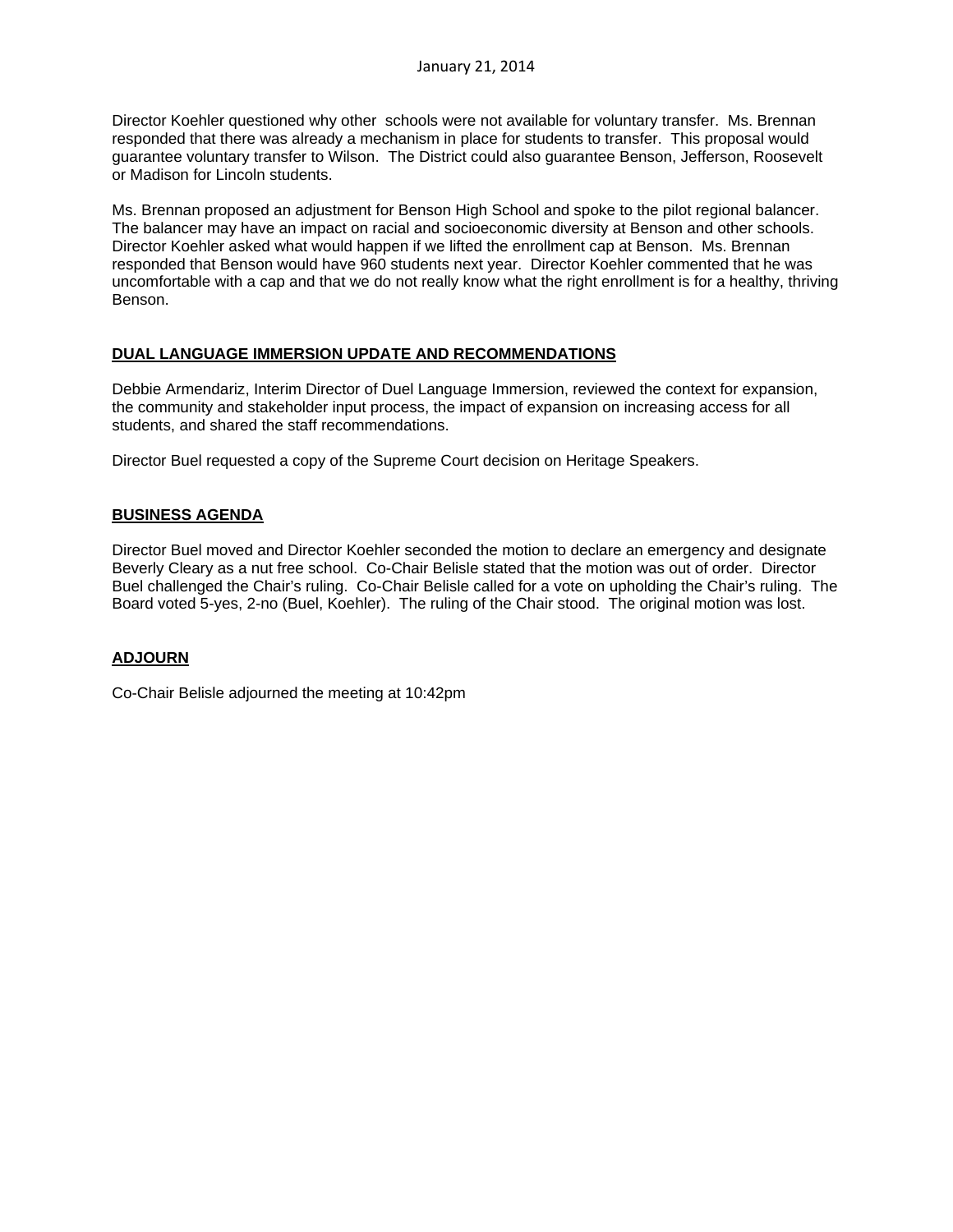Director Koehler questioned why other schools were not available for voluntary transfer. Ms. Brennan responded that there was already a mechanism in place for students to transfer. This proposal would guarantee voluntary transfer to Wilson. The District could also guarantee Benson, Jefferson, Roosevelt or Madison for Lincoln students.

Ms. Brennan proposed an adjustment for Benson High School and spoke to the pilot regional balancer. The balancer may have an impact on racial and socioeconomic diversity at Benson and other schools. Director Koehler asked what would happen if we lifted the enrollment cap at Benson. Ms. Brennan responded that Benson would have 960 students next year. Director Koehler commented that he was uncomfortable with a cap and that we do not really know what the right enrollment is for a healthy, thriving Benson.

## DUAL LANGUAGE IMMERSION UPDATE AND RECOMMENDATIONS

Debbie Armendariz, Interim Director of Duel Language Immersion, reviewed the context for expansion, the community and stakeholder input process, the impact of expansion on increasing access for all students, and shared the staff recommendations.

Director Buel requested a copy of the Supreme Court decision on Heritage Speakers.

## BUSINESS AGENDA

Director Buel moved and Director Koehler seconded the motion to declare an emergency and designate Beverly Cleary as a nut free school. Co-Chair Belisle stated that the motion was out of order. Director Buel challenged the Chair's ruling. Co-Chair Belisle called for a vote on upholding the Chair's ruling. The Board voted 5-yes, 2-no (Buel, Koehler). The ruling of the Chair stood. The original motion was lost.

## ADJOURN

Co-Chair Belisle adjourned the meeting at 10:42pm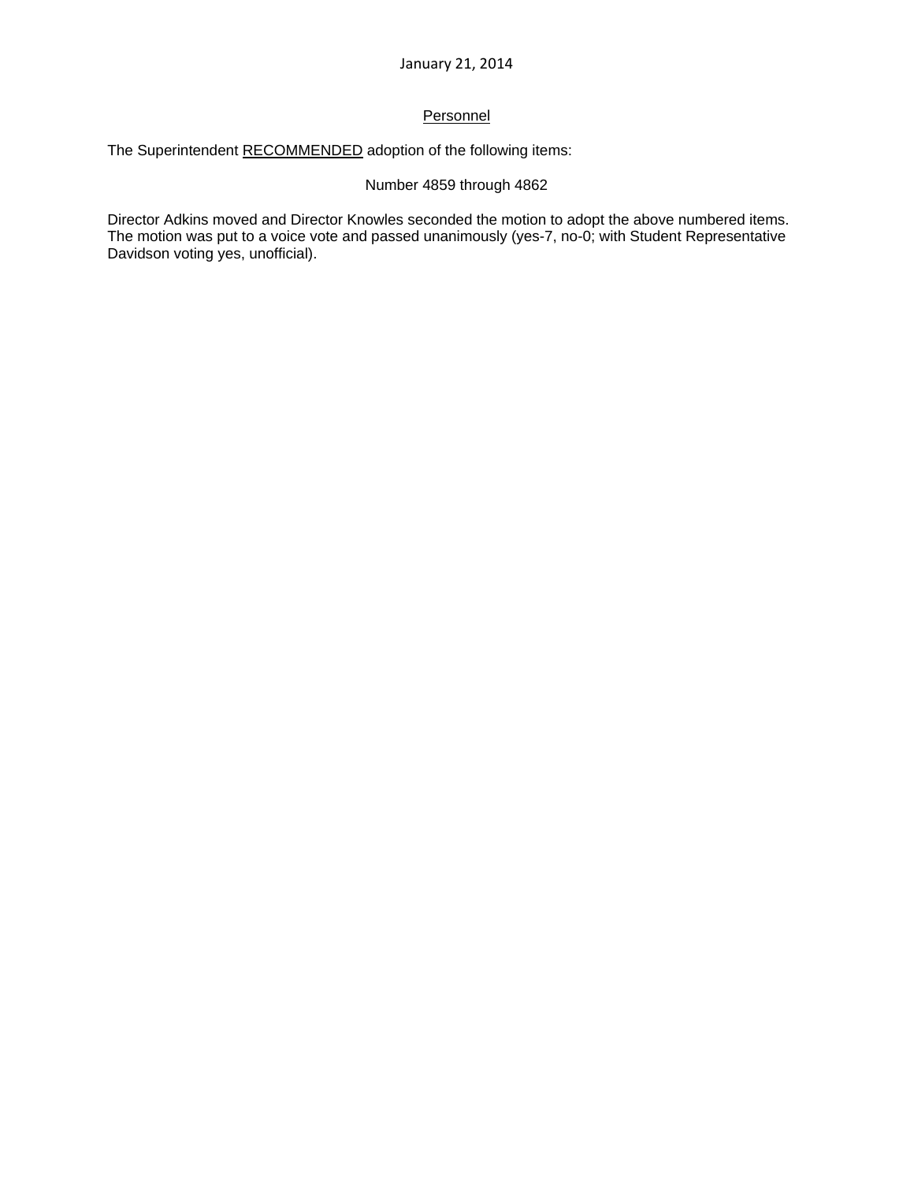January 21, 2014

## Personnel

The Superintendent RECOMMENDED adoption of the following items:

Number 4859 through 4862

Director Adkins moved and Director Knowles seconded the motion to adopt the above numbered items. The motion was put to a voice vote and passed unanimously (yes-7, no-0; with Student Representative Davidson voting yes, unofficial).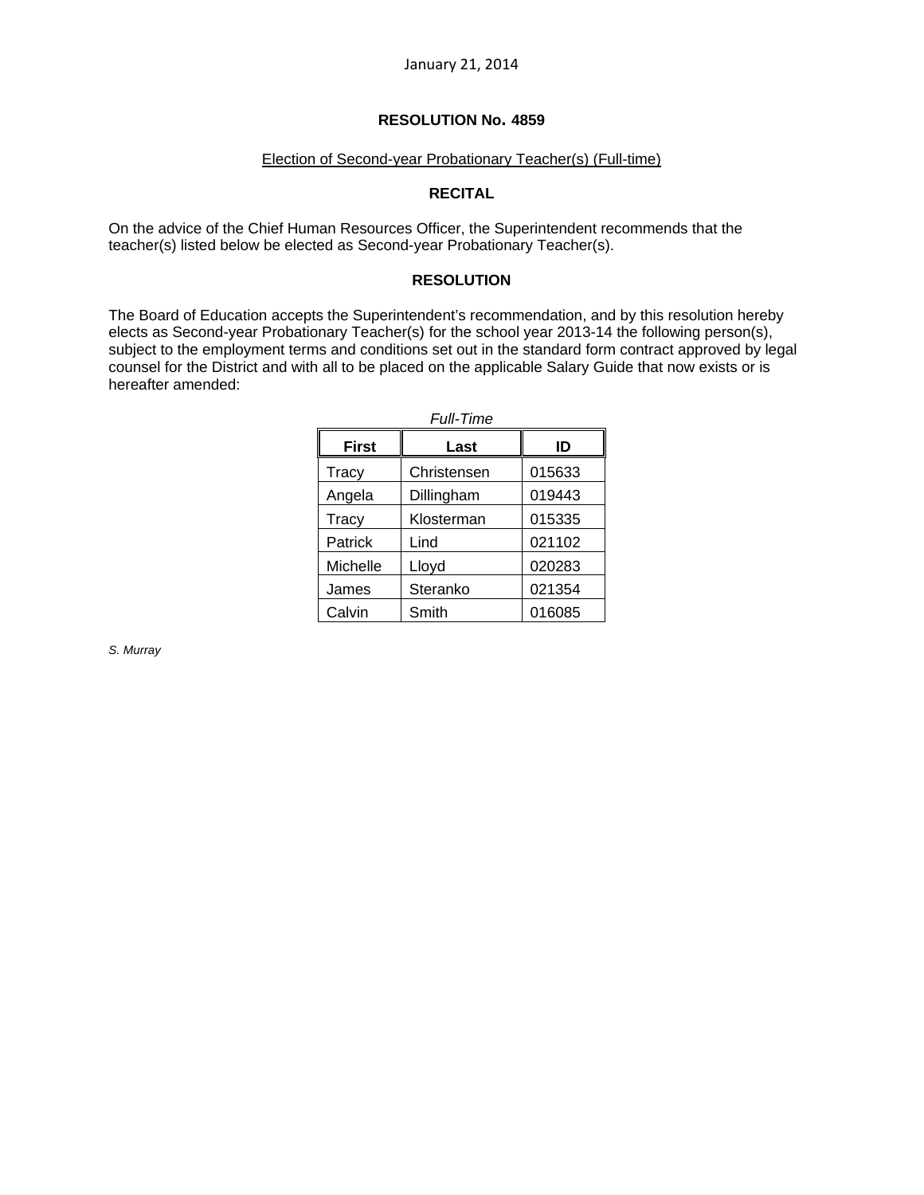January 21, 2014

**RESOLUTION No. 4859**

Election of Second-year Probationary Teacher(s) (Full-time)

**RECITAL**

On the advice of the Chief Human Resources Officer, the Superintendent recommends that the teacher(s) listed below be elected as Second-year Probationary Teacher(s).

**RESOLUTION**

The Board of Education accepts the Superintendent's recommendation, and by this resolution hereby elects as Second-year Probationary Teacher(s) for the school year 2013-14 the following person(s), subject to the employment terms and conditions set out in the standard form contract approved by legal counsel for the District and with all to be placed on the applicable Salary Guide that now exists or is hereafter amended:

*Full-Time*

| First | Last | ID |
|---|---|---|
| Tracy | Christensen | 015633 |
| Angela | Dillingham | 019443 |
| Tracy | Klosterman | 015335 |
| Patrick | Lind | 021102 |
| Michelle | Lloyd | 020283 |
| James | Steranko | 021354 |
| Calvin | Smith | 016085 |

*S. Murray*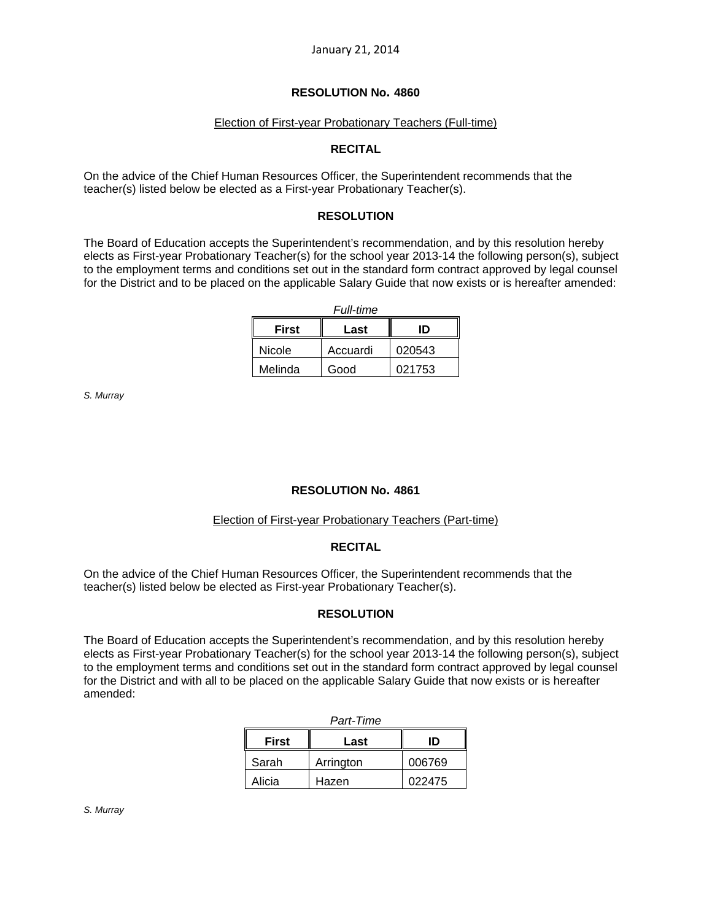January 21, 2014

## RESOLUTION No. 4860

Election of First-year Probationary Teachers (Full-time)

### RECITAL

On the advice of the Chief Human Resources Officer, the Superintendent recommends that the teacher(s) listed below be elected as a First-year Probationary Teacher(s).

### RESOLUTION

The Board of Education accepts the Superintendent's recommendation, and by this resolution hereby elects as First-year Probationary Teacher(s) for the school year 2013-14 the following person(s), subject to the employment terms and conditions set out in the standard form contract approved by legal counsel for the District and to be placed on the applicable Salary Guide that now exists or is hereafter amended:

*Full-time*

| First | Last | ID |
|---|---|---|
| Nicole | Accuardi | 020543 |
| Melinda | Good | 021753 |

*S. Murray*

## RESOLUTION No. 4861

Election of First-year Probationary Teachers (Part-time)

### RECITAL

On the advice of the Chief Human Resources Officer, the Superintendent recommends that the teacher(s) listed below be elected as First-year Probationary Teacher(s).

### RESOLUTION

The Board of Education accepts the Superintendent's recommendation, and by this resolution hereby elects as First-year Probationary Teacher(s) for the school year 2013-14 the following person(s), subject to the employment terms and conditions set out in the standard form contract approved by legal counsel for the District and with all to be placed on the applicable Salary Guide that now exists or is hereafter amended:

*Part-Time*

| First | Last | ID |
|---|---|---|
| Sarah | Arrington | 006769 |
| Alicia | Hazen | 022475 |

*S. Murray*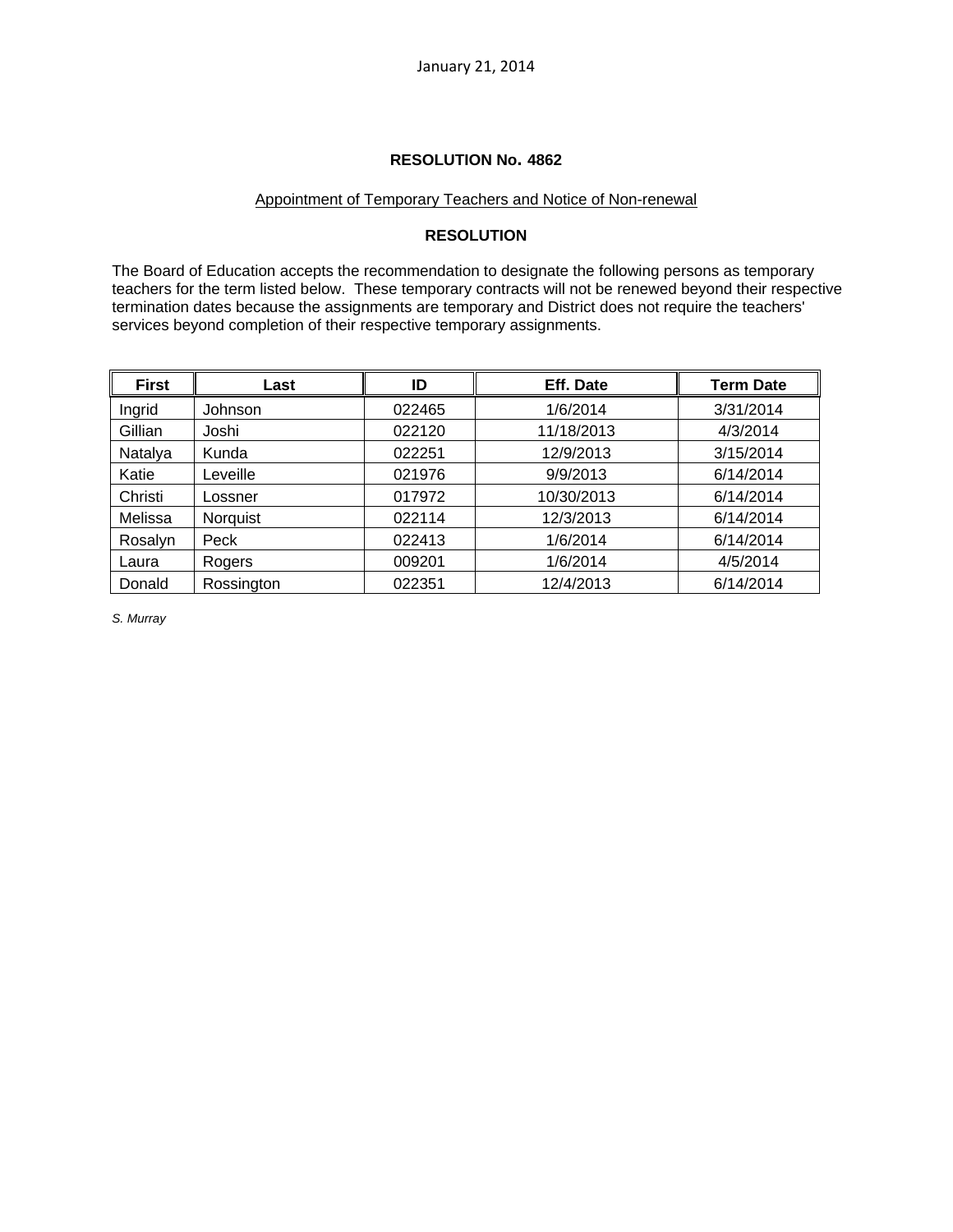January 21, 2014

**RESOLUTION No. 4862**

Appointment of Temporary Teachers and Notice of Non-renewal

**RESOLUTION**

The Board of Education accepts the recommendation to designate the following persons as temporary teachers for the term listed below. These temporary contracts will not be renewed beyond their respective termination dates because the assignments are temporary and District does not require the teachers' services beyond completion of their respective temporary assignments.

| First | Last | ID | Eff. Date | Term Date |
|---|---|---|---|---|
| Ingrid | Johnson | 022465 | 1/6/2014 | 3/31/2014 |
| Gillian | Joshi | 022120 | 11/18/2013 | 4/3/2014 |
| Natalya | Kunda | 022251 | 12/9/2013 | 3/15/2014 |
| Katie | Leveille | 021976 | 9/9/2013 | 6/14/2014 |
| Christi | Lossner | 017972 | 10/30/2013 | 6/14/2014 |
| Melissa | Norquist | 022114 | 12/3/2013 | 6/14/2014 |
| Rosalyn | Peck | 022413 | 1/6/2014 | 6/14/2014 |
| Laura | Rogers | 009201 | 1/6/2014 | 4/5/2014 |
| Donald | Rossington | 022351 | 12/4/2013 | 6/14/2014 |

*S. Murray*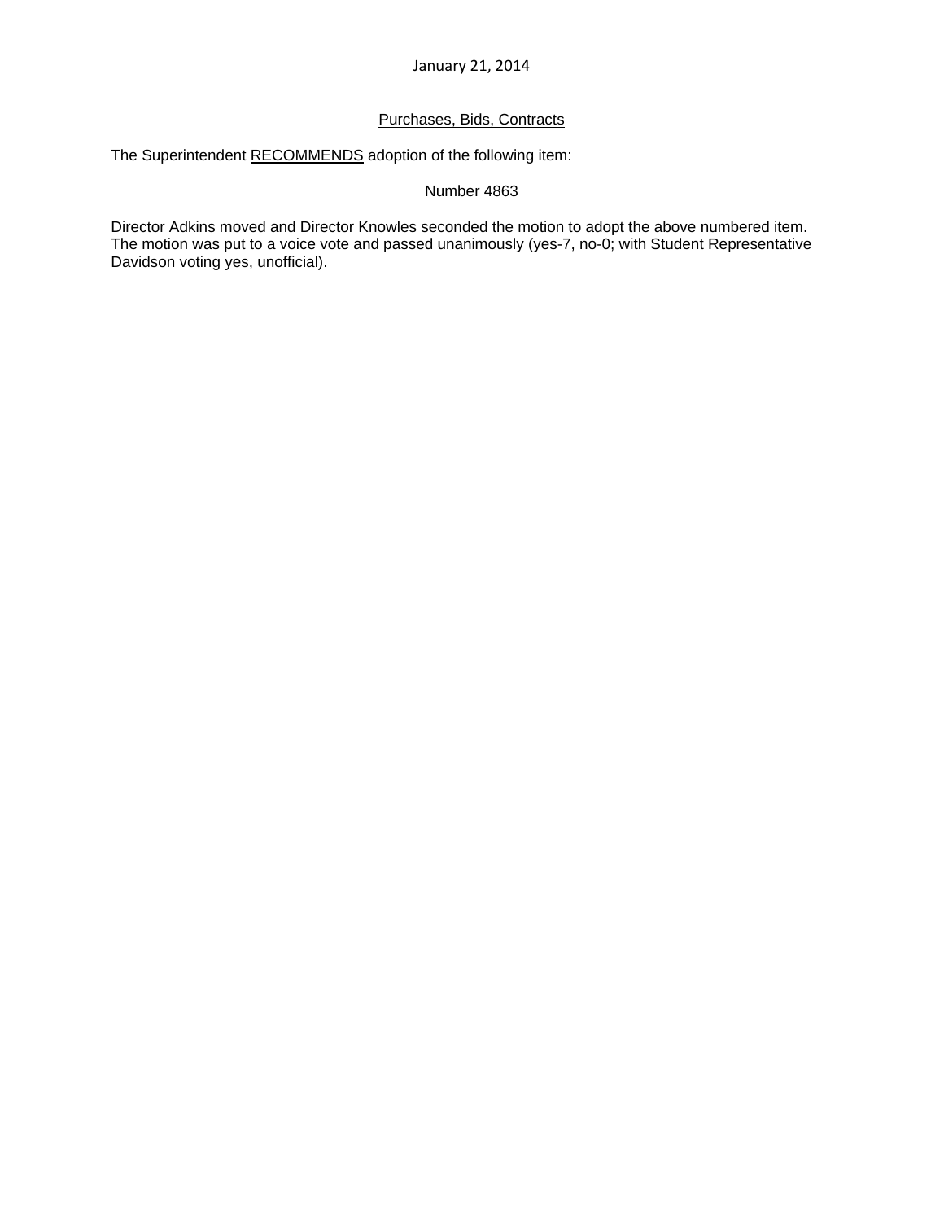January 21, 2014

Purchases, Bids, Contracts

The Superintendent RECOMMENDS adoption of the following item:

Number 4863

Director Adkins moved and Director Knowles seconded the motion to adopt the above numbered item. The motion was put to a voice vote and passed unanimously (yes-7, no-0; with Student Representative Davidson voting yes, unofficial).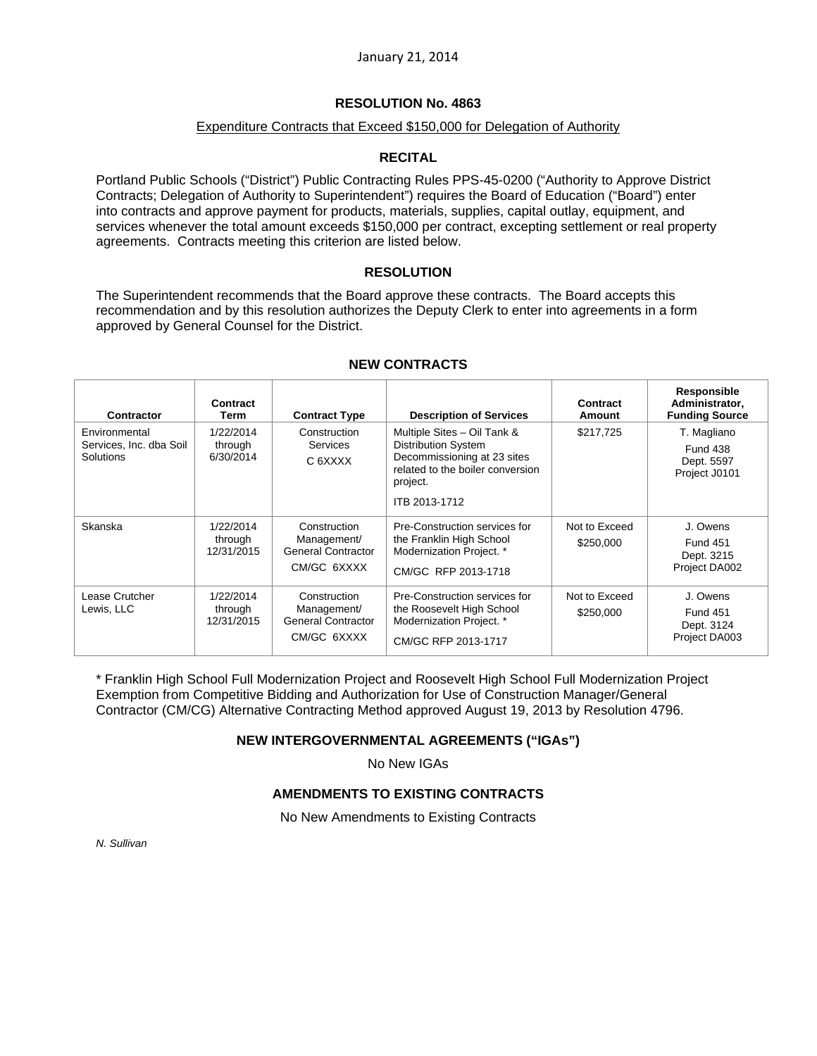January 21, 2014

# RESOLUTION No. 4863

Expenditure Contracts that Exceed $150,000 for Delegation of Authority

## RECITAL

Portland Public Schools ("District") Public Contracting Rules PPS-45-0200 ("Authority to Approve District Contracts; Delegation of Authority to Superintendent") requires the Board of Education ("Board") enter into contracts and approve payment for products, materials, supplies, capital outlay, equipment, and services whenever the total amount exceeds $150,000 per contract, excepting settlement or real property agreements. Contracts meeting this criterion are listed below.

## RESOLUTION

The Superintendent recommends that the Board approve these contracts. The Board accepts this recommendation and by this resolution authorizes the Deputy Clerk to enter into agreements in a form approved by General Counsel for the District.

## NEW CONTRACTS

| Contractor | Contract Term | Contract Type | Description of Services | Contract Amount | Responsible Administrator, Funding Source |
|---|---|---|---|---|---|
| Environmental Services, Inc. dba Soil Solutions | 1/22/2014 through 6/30/2014 | Construction Services C 6XXXX | Multiple Sites – Oil Tank & Distribution System Decommissioning at 23 sites related to the boiler conversion project. ITB 2013-1712 | $217,725 | T. Magliano Fund 438 Dept. 5597 Project J0101 |
| Skanska | 1/22/2014 through 12/31/2015 | Construction Management/ General Contractor CM/GC 6XXXX | Pre-Construction services for the Franklin High School Modernization Project. * CM/GC RFP 2013-1718 | Not to Exceed $250,000 | J. Owens Fund 451 Dept. 3215 Project DA002 |
| Lease Crutcher Lewis, LLC | 1/22/2014 through 12/31/2015 | Construction Management/ General Contractor CM/GC 6XXXX | Pre-Construction services for the Roosevelt High School Modernization Project. * CM/GC RFP 2013-1717 | Not to Exceed $250,000 | J. Owens Fund 451 Dept. 3124 Project DA003 |

* Franklin High School Full Modernization Project and Roosevelt High School Full Modernization Project Exemption from Competitive Bidding and Authorization for Use of Construction Manager/General Contractor (CM/CG) Alternative Contracting Method approved August 19, 2013 by Resolution 4796.

## NEW INTERGOVERNMENTAL AGREEMENTS ("IGAs")

No New IGAs

## AMENDMENTS TO EXISTING CONTRACTS

No New Amendments to Existing Contracts

*N. Sullivan*